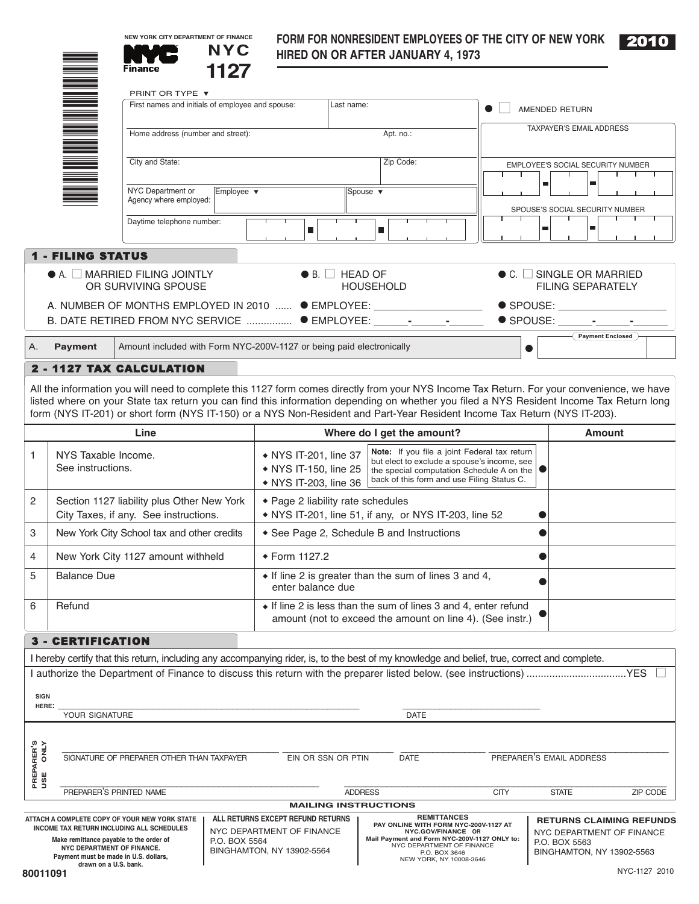NEW YORK CITY DEPARTMENT OF FINANCE

NYC Finance

# NYC 1127

# FORM FOR NONRESIDENT EMPLOYEES OF THE CITY OF NEW YORK HIRED ON OR AFTER JANUARY 4, 1973

**2010**

PRINT OR TYPE ▼

| | |
|---|---|
| First names and initials of employee and spouse: | Last name: |
| Home address (number and street): | Apt. no.: |
| City and State: | Zip Code: |
| NYC Department or Agency where employed: | Employee ▼ / Spouse ▼ |
| Daytime telephone number: | |

● ☐ AMENDED RETURN

TAXPAYER'S EMAIL ADDRESS

EMPLOYEE'S SOCIAL SECURITY NUMBER

SPOUSE'S SOCIAL SECURITY NUMBER

## 1 - FILING STATUS

● A. ☐ MARRIED FILING JOINTLY OR SURVIVING SPOUSE ● B. ☐ HEAD OF HOUSEHOLD ● C. ☐ SINGLE OR MARRIED FILING SEPARATELY

A. NUMBER OF MONTHS EMPLOYED IN 2010 ...... ● EMPLOYEE: ____________ ● SPOUSE: ____________

B. DATE RETIRED FROM NYC SERVICE ............... ● EMPLOYEE: ____-____-____ ● SPOUSE: ____-____-____

| A. | Payment | Amount included with Form NYC-200V-1127 or being paid electronically | ● Payment Enclosed |
|---|---|---|---|

## 2 - 1127 TAX CALCULATION

All the information you will need to complete this 1127 form comes directly from your NYS Income Tax Return. For your convenience, we have listed where on your State tax return you can find this information depending on whether you filed a NYS Resident Income Tax Return long form (NYS IT-201) or short form (NYS IT-150) or a NYS Non-Resident and Part-Year Resident Income Tax Return (NYS IT-203).

| | Line | Where do I get the amount? | Amount |
|---|---|---|---|
| 1 | NYS Taxable Income. See instructions. | ◆ NYS IT-201, line 37 ◆ NYS IT-150, line 25 ◆ NYS IT-203, line 36 — **Note:** If you file a joint Federal tax return but elect to exclude a spouse's income, see the special computation Schedule A on the back of this form and use Filing Status C. ● | |
| 2 | Section 1127 liability plus Other New York City Taxes, if any. See instructions. | ◆ Page 2 liability rate schedules ◆ NYS IT-201, line 51, if any, or NYS IT-203, line 52 ● | |
| 3 | New York City School tax and other credits | ◆ See Page 2, Schedule B and Instructions ● | |
| 4 | New York City 1127 amount withheld | ◆ Form 1127.2 ● | |
| 5 | Balance Due | ◆ If line 2 is greater than the sum of lines 3 and 4, enter balance due ● | |
| 6 | Refund | ◆ If line 2 is less than the sum of lines 3 and 4, enter refund amount (not to exceed the amount on line 4). (See instr.) ● | |

## 3 - CERTIFICATION

I hereby certify that this return, including any accompanying rider, is, to the best of my knowledge and belief, true, correct and complete.

I authorize the Department of Finance to discuss this return with the preparer listed below. (see instructions) ..................................YES ☐

SIGN HERE: ______________________________ YOUR SIGNATURE ____________ DATE

PREPARER'S USE ONLY

______________________________ SIGNATURE OF PREPARER OTHER THAN TAXPAYER ____________ EIN OR SSN OR PTIN ____________ DATE ____________ PREPARER'S EMAIL ADDRESS

______________________________ PREPARER'S PRINTED NAME ____________ ADDRESS ____________ CITY ____________ STATE ____________ ZIP CODE

### MAILING INSTRUCTIONS

**ATTACH A COMPLETE COPY OF YOUR NEW YORK STATE INCOME TAX RETURN INCLUDING ALL SCHEDULES**

**Make remittance payable to the order of NYC DEPARTMENT OF FINANCE. Payment must be made in U.S. dollars, drawn on a U.S. bank.**

**ALL RETURNS EXCEPT REFUND RETURNS**
NYC DEPARTMENT OF FINANCE
P.O. BOX 5564
BINGHAMTON, NY 13902-5564

**REMITTANCES**
**PAY ONLINE WITH FORM NYC-200V-1127 AT NYC.GOV/FINANCE OR**
**Mail Payment and Form NYC-200V-1127 ONLY to:**
NYC DEPARTMENT OF FINANCE
P.O. BOX 3646
NEW YORK, NY 10008-3646

**RETURNS CLAIMING REFUNDS**
NYC DEPARTMENT OF FINANCE
P.O. BOX 5563
BINGHAMTON, NY 13902-5563

80011091

NYC-1127 2010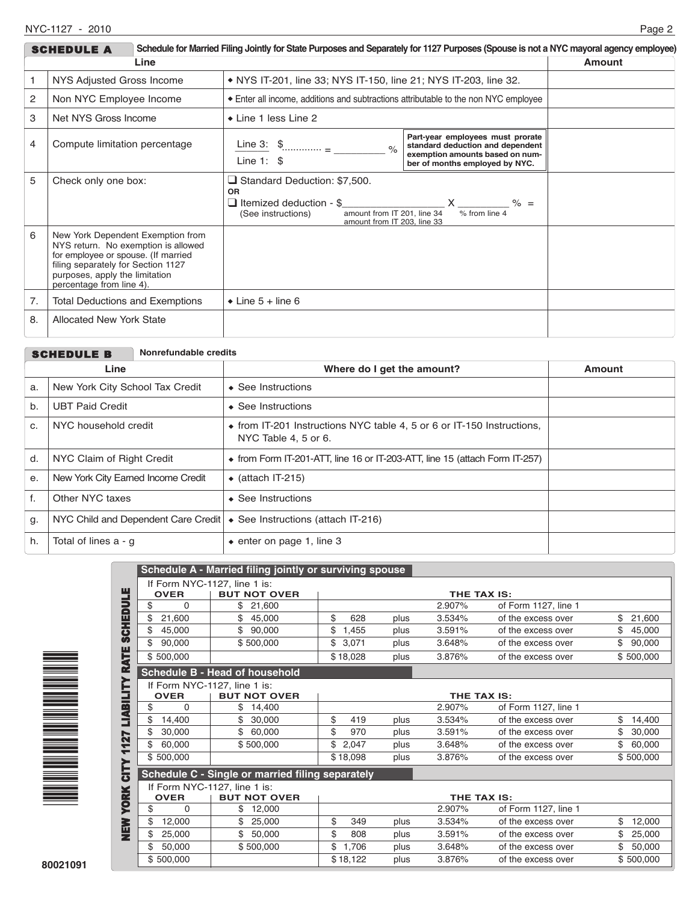## SCHEDULE A — Schedule for Married Filing Jointly for State Purposes and Separately for 1127 Purposes (Spouse is not a NYC mayoral agency employee)

| | Line | | Amount |
|---|---|---|---|
| 1 | NYS Adjusted Gross Income | ◆ NYS IT-201, line 33; NYS IT-150, line 21; NYS IT-203, line 32. | |
| 2 | Non NYC Employee Income | ◆ Enter all income, additions and subtractions attributable to the non NYC employee | |
| 3 | Net NYS Gross Income | ◆ Line 1 less Line 2 | |
| 4 | Compute limitation percentage | Line 3: $............ / Line 1: $ = ________ % — **Part-year employees must prorate standard deduction and dependent exemption amounts based on number of months employed by NYC.** | |
| 5 | Check only one box: | ❑ Standard Deduction: $7,500. **OR** ❑ Itemized deduction - $________ (amount from IT 201, line 34 / amount from IT 203, line 33) X ________ % (% from line 4) = (See instructions) | |
| 6 | New York Dependent Exemption from NYS return. No exemption is allowed for employee or spouse. (If married filing separately for Section 1127 purposes, apply the limitation percentage from line 4). | | |
| 7. | Total Deductions and Exemptions | ◆ Line 5 + line 6 | |
| 8. | Allocated New York State | | |

## SCHEDULE B — Nonrefundable credits

| | Line | Where do I get the amount? | Amount |
|---|---|---|---|
| a. | New York City School Tax Credit | ◆ See Instructions | |
| b. | UBT Paid Credit | ◆ See Instructions | |
| c. | NYC household credit | ◆ from IT-201 Instructions NYC table 4, 5 or 6 or IT-150 Instructions, NYC Table 4, 5 or 6. | |
| d. | NYC Claim of Right Credit | ◆ from Form IT-201-ATT, line 16 or IT-203-ATT, line 15 (attach Form IT-257) | |
| e. | New York City Earned Income Credit | ◆ (attach IT-215) | |
| f. | Other NYC taxes | ◆ See Instructions | |
| g. | NYC Child and Dependent Care Credit | ◆ See Instructions (attach IT-216) | |
| h. | Total of lines a - g | ◆ enter on page 1, line 3 | |

## NEW YORK CITY 1127 LIABILITY RATE SCHEDULE

### Schedule A - Married filing jointly or surviving spouse

| If Form NYC-1127, line 1 is: OVER | BUT NOT OVER | THE TAX IS: | | | | |
|---|---|---|---|---|---|---|
| $ 0 | $ 21,600 | | | 2.907% | of Form 1127, line 1 | |
| $ 21,600 | $ 45,000 | $ 628 | plus | 3.534% | of the excess over | $ 21,600 |
| $ 45,000 | $ 90,000 | $ 1,455 | plus | 3.591% | of the excess over | $ 45,000 |
| $ 90,000 | $ 500,000 | $ 3,071 | plus | 3.648% | of the excess over | $ 90,000 |
| $ 500,000 | | $ 18,028 | plus | 3.876% | of the excess over | $ 500,000 |

### Schedule B - Head of household

| If Form NYC-1127, line 1 is: OVER | BUT NOT OVER | THE TAX IS: | | | | |
|---|---|---|---|---|---|---|
| $ 0 | $ 14,400 | | | 2.907% | of Form 1127, line 1 | |
| $ 14,400 | $ 30,000 | $ 419 | plus | 3.534% | of the excess over | $ 14,400 |
| $ 30,000 | $ 60,000 | $ 970 | plus | 3.591% | of the excess over | $ 30,000 |
| $ 60,000 | $ 500,000 | $ 2,047 | plus | 3.648% | of the excess over | $ 60,000 |
| $ 500,000 | | $ 18,098 | plus | 3.876% | of the excess over | $ 500,000 |

### Schedule C - Single or married filing separately

| If Form NYC-1127, line 1 is: OVER | BUT NOT OVER | THE TAX IS: | | | | |
|---|---|---|---|---|---|---|
| $ 0 | $ 12,000 | | | 2.907% | of Form 1127, line 1 | |
| $ 12,000 | $ 25,000 | $ 349 | plus | 3.534% | of the excess over | $ 12,000 |
| $ 25,000 | $ 50,000 | $ 808 | plus | 3.591% | of the excess over | $ 25,000 |
| $ 50,000 | $ 500,000 | $ 1,706 | plus | 3.648% | of the excess over | $ 50,000 |
| $ 500,000 | | $ 18,122 | plus | 3.876% | of the excess over | $ 500,000 |

80021091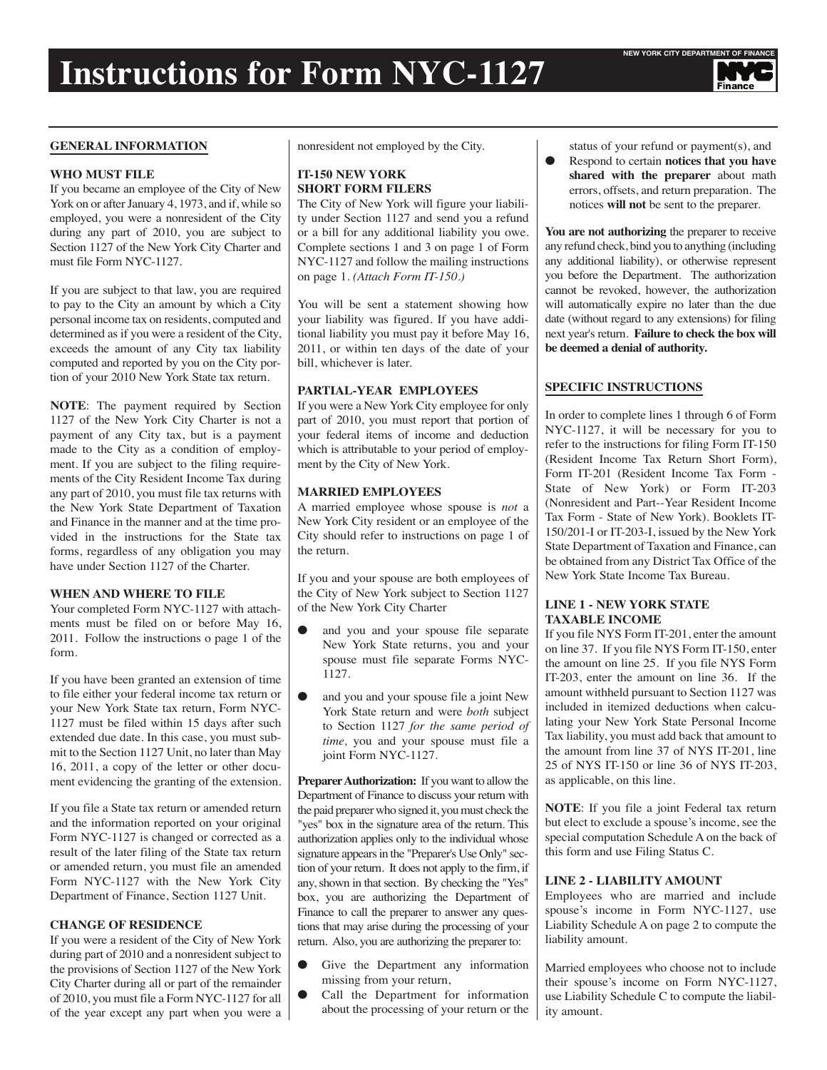# Instructions for Form NYC-1127

NEW YORK CITY DEPARTMENT OF FINANCE

## GENERAL INFORMATION

### WHO MUST FILE

If you became an employee of the City of New York on or after January 4, 1973, and if, while so employed, you were a nonresident of the City during any part of 2010, you are subject to Section 1127 of the New York City Charter and must file Form NYC-1127.

If you are subject to that law, you are required to pay to the City an amount by which a City personal income tax on residents, computed and determined as if you were a resident of the City, exceeds the amount of any City tax liability computed and reported by you on the City portion of your 2010 New York State tax return.

**NOTE**: The payment required by Section 1127 of the New York City Charter is not a payment of any City tax, but is a payment made to the City as a condition of employment. If you are subject to the filing requirements of the City Resident Income Tax during any part of 2010, you must file tax returns with the New York State Department of Taxation and Finance in the manner and at the time provided in the instructions for the State tax forms, regardless of any obligation you may have under Section 1127 of the Charter.

### WHEN AND WHERE TO FILE

Your completed Form NYC-1127 with attachments must be filed on or before May 16, 2011. Follow the instructions o page 1 of the form.

If you have been granted an extension of time to file either your federal income tax return or your New York State tax return, Form NYC-1127 must be filed within 15 days after such extended due date. In this case, you must submit to the Section 1127 Unit, no later than May 16, 2011, a copy of the letter or other document evidencing the granting of the extension.

If you file a State tax return or amended return and the information reported on your original Form NYC-1127 is changed or corrected as a result of the later filing of the State tax return or amended return, you must file an amended Form NYC-1127 with the New York City Department of Finance, Section 1127 Unit.

### CHANGE OF RESIDENCE

If you were a resident of the City of New York during part of 2010 and a nonresident subject to the provisions of Section 1127 of the New York City Charter during all or part of the remainder of 2010, you must file a Form NYC-1127 for all of the year except any part when you were a nonresident not employed by the City.

### IT-150 NEW YORK SHORT FORM FILERS

The City of New York will figure your liability under Section 1127 and send you a refund or a bill for any additional liability you owe. Complete sections 1 and 3 on page 1 of Form NYC-1127 and follow the mailing instructions on page 1. *(Attach Form IT-150.)*

You will be sent a statement showing how your liability was figured. If you have additional liability you must pay it before May 16, 2011, or within ten days of the date of your bill, whichever is later.

### PARTIAL-YEAR EMPLOYEES

If you were a New York City employee for only part of 2010, you must report that portion of your federal items of income and deduction which is attributable to your period of employment by the City of New York.

### MARRIED EMPLOYEES

A married employee whose spouse is *not* a New York City resident or an employee of the City should refer to instructions on page 1 of the return.

If you and your spouse are both employees of the City of New York subject to Section 1127 of the New York City Charter

- and you and your spouse file separate New York State returns, you and your spouse must file separate Forms NYC-1127.
- and you and your spouse file a joint New York State return and were *both* subject to Section 1127 *for the same period of time,* you and your spouse must file a joint Form NYC-1127.

**Preparer Authorization:** If you want to allow the Department of Finance to discuss your return with the paid preparer who signed it, you must check the "yes" box in the signature area of the return. This authorization applies only to the individual whose signature appears in the "Preparer's Use Only" section of your return. It does not apply to the firm, if any, shown in that section. By checking the "Yes" box, you are authorizing the Department of Finance to call the preparer to answer any questions that may arise during the processing of your return. Also, you are authorizing the preparer to:

- Give the Department any information missing from your return,
- Call the Department for information about the processing of your return or the status of your refund or payment(s), and
- Respond to certain **notices that you have shared with the preparer** about math errors, offsets, and return preparation. The notices **will not** be sent to the preparer.

**You are not authorizing** the preparer to receive any refund check, bind you to anything (including any additional liability), or otherwise represent you before the Department. The authorization cannot be revoked, however, the authorization will automatically expire no later than the due date (without regard to any extensions) for filing next year's return. **Failure to check the box will be deemed a denial of authority.**

## SPECIFIC INSTRUCTIONS

In order to complete lines 1 through 6 of Form NYC-1127, it will be necessary for you to refer to the instructions for filing Form IT-150 (Resident Income Tax Return Short Form), Form IT-201 (Resident Income Tax Form - State of New York) or Form IT-203 (Nonresident and Part--Year Resident Income Tax Form - State of New York). Booklets IT-150/201-I or IT-203-I, issued by the New York State Department of Taxation and Finance, can be obtained from any District Tax Office of the New York State Income Tax Bureau.

### LINE 1 - NEW YORK STATE TAXABLE INCOME

If you file NYS Form IT-201, enter the amount on line 37. If you file NYS Form IT-150, enter the amount on line 25. If you file NYS Form IT-203, enter the amount on line 36. If the amount withheld pursuant to Section 1127 was included in itemized deductions when calculating your New York State Personal Income Tax liability, you must add back that amount to the amount from line 37 of NYS IT-201, line 25 of NYS IT-150 or line 36 of NYS IT-203, as applicable, on this line.

**NOTE**: If you file a joint Federal tax return but elect to exclude a spouse's income, see the special computation Schedule A on the back of this form and use Filing Status C.

### LINE 2 - LIABILITY AMOUNT

Employees who are married and include spouse's income in Form NYC-1127, use Liability Schedule A on page 2 to compute the liability amount.

Married employees who choose not to include their spouse's income on Form NYC-1127, use Liability Schedule C to compute the liability amount.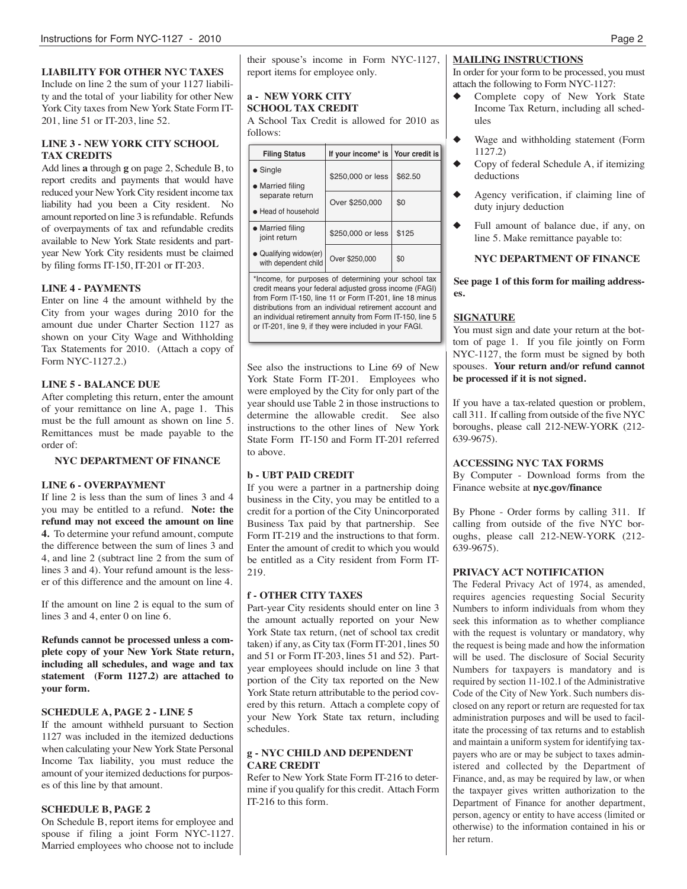**LIABILITY FOR OTHER NYC TAXES**

Include on line 2 the sum of your 1127 liability and the total of your liability for other New York City taxes from New York State Form IT-201, line 51 or IT-203, line 52.

**LINE 3 - NEW YORK CITY SCHOOL TAX CREDITS**

Add lines **a** through **g** on page 2, Schedule B, to report credits and payments that would have reduced your New York City resident income tax liability had you been a City resident. No amount reported on line 3 is refundable. Refunds of overpayments of tax and refundable credits available to New York State residents and part-year New York City residents must be claimed by filing forms IT-150, IT-201 or IT-203.

**LINE 4 - PAYMENTS**

Enter on line 4 the amount withheld by the City from your wages during 2010 for the amount due under Charter Section 1127 as shown on your City Wage and Withholding Tax Statements for 2010. (Attach a copy of Form NYC-1127.2.)

**LINE 5 - BALANCE DUE**

After completing this return, enter the amount of your remittance on line A, page 1. This must be the full amount as shown on line 5. Remittances must be made payable to the order of:

**NYC DEPARTMENT OF FINANCE**

**LINE 6 - OVERPAYMENT**

If line 2 is less than the sum of lines 3 and 4 you may be entitled to a refund. **Note: the refund may not exceed the amount on line 4.** To determine your refund amount, compute the difference between the sum of lines 3 and 4, and line 2 (subtract line 2 from the sum of lines 3 and 4). Your refund amount is the lesser of this difference and the amount on line 4.

If the amount on line 2 is equal to the sum of lines 3 and 4, enter 0 on line 6.

**Refunds cannot be processed unless a complete copy of your New York State return, including all schedules, and wage and tax statement (Form 1127.2) are attached to your form.**

**SCHEDULE A, PAGE 2 - LINE 5**

If the amount withheld pursuant to Section 1127 was included in the itemized deductions when calculating your New York State Personal Income Tax liability, you must reduce the amount of your itemized deductions for purposes of this line by that amount.

**SCHEDULE B, PAGE 2**

On Schedule B, report items for employee and spouse if filing a joint Form NYC-1127. Married employees who choose not to include their spouse's income in Form NYC-1127, report items for employee only.

**a - NEW YORK CITY SCHOOL TAX CREDIT**

A School Tax Credit is allowed for 2010 as follows:

| Filing Status | If your income* is | Your credit is |
|---|---|---|
| • Single<br>• Married filing separate return<br>• Head of household | $250,000 or less | $62.50 |
| | Over $250,000 | $0 |
| • Married filing joint return<br>• Qualifying widow(er) with dependent child | $250,000 or less | $125 |
| | Over $250,000 | $0 |

*Income, for purposes of determining your school tax credit means your federal adjusted gross income (FAGI) from Form IT-150, line 11 or Form IT-201, line 18 minus distributions from an individual retirement account and an individual retirement annuity from Form IT-150, line 5 or IT-201, line 9, if they were included in your FAGI.

See also the instructions to Line 69 of New York State Form IT-201. Employees who were employed by the City for only part of the year should use Table 2 in those instructions to determine the allowable credit. See also instructions to the other lines of New York State Form IT-150 and Form IT-201 referred to above.

**b - UBT PAID CREDIT**

If you were a partner in a partnership doing business in the City, you may be entitled to a credit for a portion of the City Unincorporated Business Tax paid by that partnership. See Form IT-219 and the instructions to that form. Enter the amount of credit to which you would be entitled as a City resident from Form IT-219.

**f - OTHER CITY TAXES**

Part-year City residents should enter on line 3 the amount actually reported on your New York State tax return, (net of school tax credit taken) if any, as City tax (Form IT-201, lines 50 and 51 or Form IT-203, lines 51 and 52). Part-year employees should include on line 3 that portion of the City tax reported on the New York State return attributable to the period covered by this return. Attach a complete copy of your New York State tax return, including schedules.

**g - NYC CHILD AND DEPENDENT CARE CREDIT**

Refer to New York State Form IT-216 to determine if you qualify for this credit. Attach Form IT-216 to this form.

**MAILING INSTRUCTIONS**

In order for your form to be processed, you must attach the following to Form NYC-1127:

- Complete copy of New York State Income Tax Return, including all schedules
- Wage and withholding statement (Form 1127.2)
- Copy of federal Schedule A, if itemizing deductions
- Agency verification, if claiming line of duty injury deduction
- Full amount of balance due, if any, on line 5. Make remittance payable to:

**NYC DEPARTMENT OF FINANCE**

**See page 1 of this form for mailing addresses.**

**SIGNATURE**

You must sign and date your return at the bottom of page 1. If you file jointly on Form NYC-1127, the form must be signed by both spouses. **Your return and/or refund cannot be processed if it is not signed.**

If you have a tax-related question or problem, call 311. If calling from outside of the five NYC boroughs, please call 212-NEW-YORK (212-639-9675).

**ACCESSING NYC TAX FORMS**

By Computer - Download forms from the Finance website at **nyc.gov/finance**

By Phone - Order forms by calling 311. If calling from outside of the five NYC boroughs, please call 212-NEW-YORK (212-639-9675).

**PRIVACY ACT NOTIFICATION**

The Federal Privacy Act of 1974, as amended, requires agencies requesting Social Security Numbers to inform individuals from whom they seek this information as to whether compliance with the request is voluntary or mandatory, why the request is being made and how the information will be used. The disclosure of Social Security Numbers for taxpayers is mandatory and is required by section 11-102.1 of the Administrative Code of the City of New York. Such numbers disclosed on any report or return are requested for tax administration purposes and will be used to facilitate the processing of tax returns and to establish and maintain a uniform system for identifying taxpayers who are or may be subject to taxes administered and collected by the Department of Finance, and, as may be required by law, or when the taxpayer gives written authorization to the Department of Finance for another department, person, agency or entity to have access (limited or otherwise) to the information contained in his or her return.